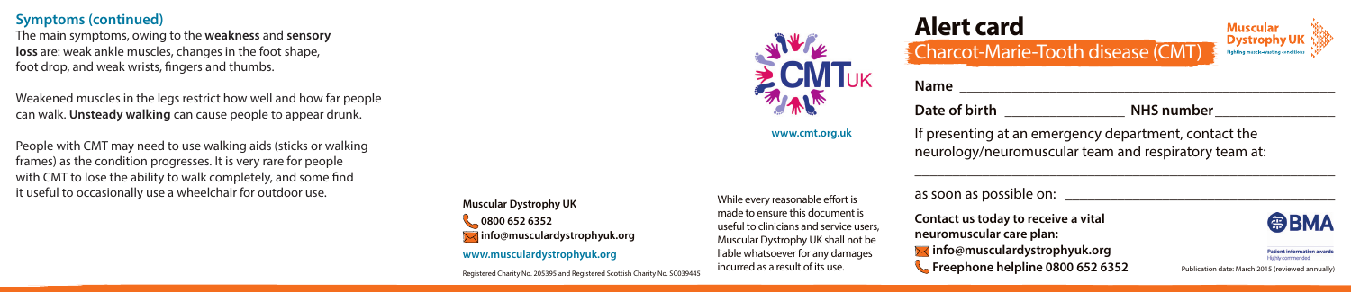## Symptoms (continued)

The main symptoms, owing to the **weakness** and **sensory loss** are: weak ankle muscles, changes in the foot shape, foot drop, and weak wrists, fingers and thumbs.

Weakened muscles in the legs restrict how well and how far people can walk. **Unsteady walking** can cause people to appear drunk.

People with CMT may need to use walking aids (sticks or walking frames) as the condition progresses. It is very rare for people with CMT to lose the ability to walk completely, and some find it useful to occasionally use a wheelchair for outdoor use.

CMT UK

**www.cmt.org.uk**

**Muscular Dystrophy UK**

**0800 652 6352**

**info@musculardystrophyuk.org**

**www.musculardystrophyuk.org**

Registered Charity No. 205395 and Registered Scottish Charity No. SC039445

While every reasonable effort is made to ensure this document is useful to clinicians and service users, Muscular Dystrophy UK shall not be liable whatsoever for any damages incurred as a result of its use.

# Alert card

## Charcot-Marie-Tooth disease (CMT)

Muscular Dystrophy UK – Fighting muscle-wasting conditions

**Name** \_\_\_\_\_\_\_\_\_\_\_\_\_\_\_\_\_\_\_\_\_\_\_\_\_\_\_\_\_\_\_\_\_\_\_\_\_\_\_\_

**Date of birth** \_\_\_\_\_\_\_\_\_\_\_\_\_\_\_\_ **NHS number** \_\_\_\_\_\_\_\_\_\_\_\_\_\_\_\_

If presenting at an emergency department, contact the neurology/neuromuscular team and respiratory team at:

\_\_\_\_\_\_\_\_\_\_\_\_\_\_\_\_\_\_\_\_\_\_\_\_\_\_\_\_\_\_\_\_\_\_\_\_\_\_\_\_\_\_\_\_\_\_\_\_\_\_

as soon as possible on: \_\_\_\_\_\_\_\_\_\_\_\_\_\_\_\_\_\_\_\_\_\_\_\_\_\_\_\_\_\_\_\_

**Contact us today to receive a vital neuromuscular care plan:**

**info@musculardystrophyuk.org**

**Freephone helpline 0800 652 6352**

BMA Patient information awards – Highly commended

Publication date: March 2015 (reviewed annually)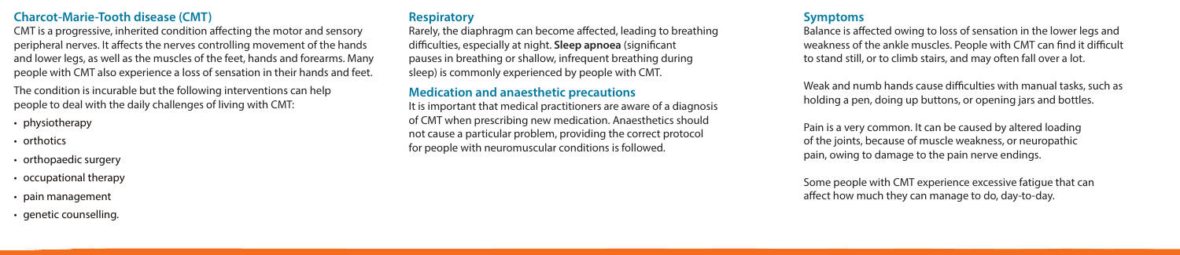## Charcot-Marie-Tooth disease (CMT)

CMT is a progressive, inherited condition affecting the motor and sensory peripheral nerves. It affects the nerves controlling movement of the hands and lower legs, as well as the muscles of the feet, hands and forearms. Many people with CMT also experience a loss of sensation in their hands and feet.

The condition is incurable but the following interventions can help people to deal with the daily challenges of living with CMT:

- physiotherapy
- orthotics
- orthopaedic surgery
- occupational therapy
- pain management
- genetic counselling.

## Respiratory

Rarely, the diaphragm can become affected, leading to breathing difficulties, especially at night. **Sleep apnoea** (significant pauses in breathing or shallow, infrequent breathing during sleep) is commonly experienced by people with CMT.

## Medication and anaesthetic precautions

It is important that medical practitioners are aware of a diagnosis of CMT when prescribing new medication. Anaesthetics should not cause a particular problem, providing the correct protocol for people with neuromuscular conditions is followed.

## Symptoms

Balance is affected owing to loss of sensation in the lower legs and weakness of the ankle muscles. People with CMT can find it difficult to stand still, or to climb stairs, and may often fall over a lot.

Weak and numb hands cause difficulties with manual tasks, such as holding a pen, doing up buttons, or opening jars and bottles.

Pain is a very common. It can be caused by altered loading of the joints, because of muscle weakness, or neuropathic pain, owing to damage to the pain nerve endings.

Some people with CMT experience excessive fatigue that can affect how much they can manage to do, day-to-day.